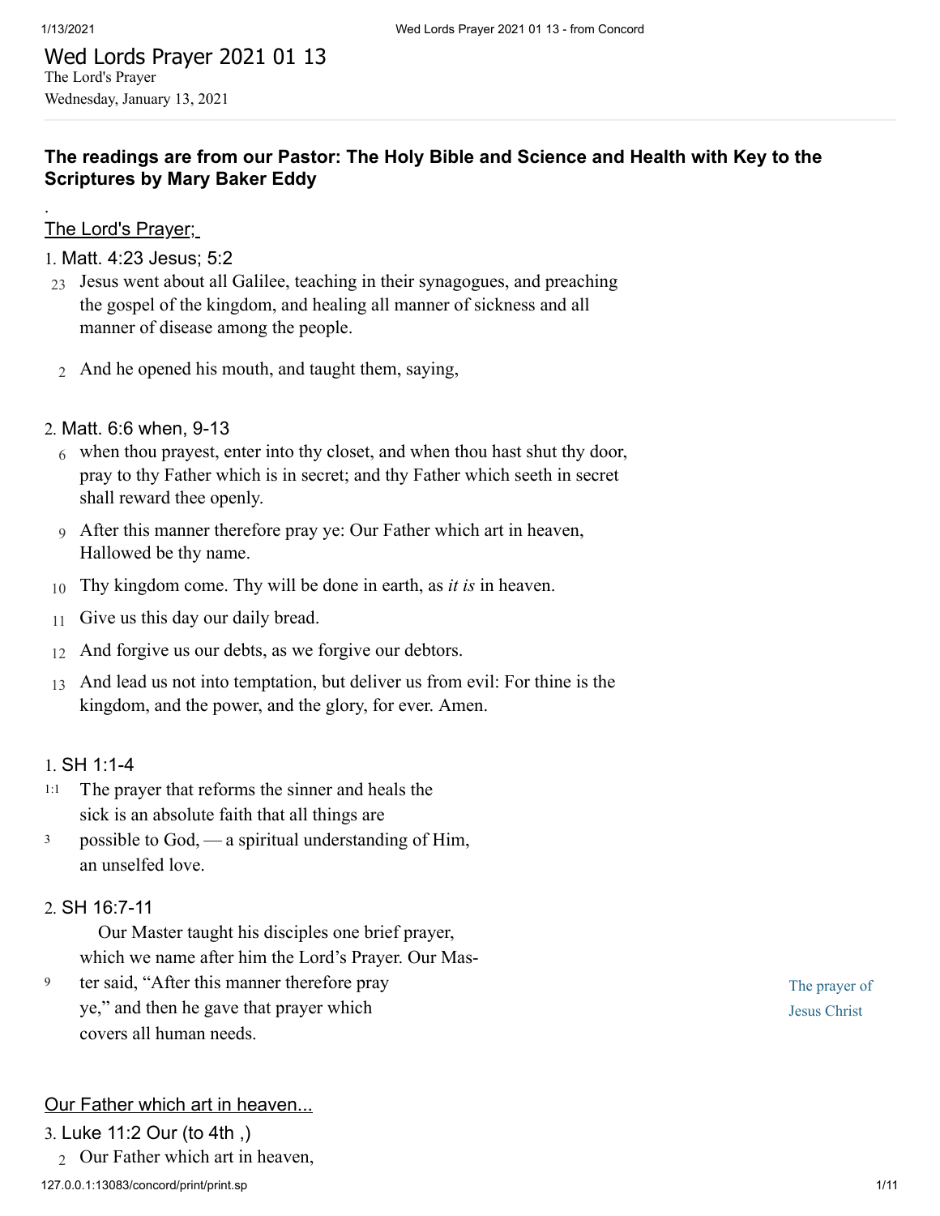# Wed Lords Prayer 2021 01 13

The Lord's Prayer

Wednesday, January 13, 2021

**The readings are from our Pastor: The Holy Bible and Science and Health with Key to the Scriptures by Mary Baker Eddy**

.

The Lord's Prayer;

1. Matt. 4:23 Jesus; 5:2

23 Jesus went about all Galilee, teaching in their synagogues, and preaching the gospel of the kingdom, and healing all manner of sickness and all manner of disease among the people.

2 And he opened his mouth, and taught them, saying,

2. Matt. 6:6 when, 9-13

6 when thou prayest, enter into thy closet, and when thou hast shut thy door, pray to thy Father which is in secret; and thy Father which seeth in secret shall reward thee openly.

9 After this manner therefore pray ye: Our Father which art in heaven, Hallowed be thy name.

10 Thy kingdom come. Thy will be done in earth, as *it is* in heaven.

11 Give us this day our daily bread.

12 And forgive us our debts, as we forgive our debtors.

13 And lead us not into temptation, but deliver us from evil: For thine is the kingdom, and the power, and the glory, for ever. Amen.

1. SH 1:1-4

1:1 The prayer that reforms the sinner and heals the sick is an absolute faith that all things are
3 possible to God, — a spiritual understanding of Him, an unselfed love.

2. SH 16:7-11

Our Master taught his disciples one brief prayer, which we name after him the Lord's Prayer. Our Mas-
9 ter said, "After this manner therefore pray ye," and then he gave that prayer which covers all human needs.

The prayer of Jesus Christ

Our Father which art in heaven...

3. Luke 11:2 Our (to 4th ,)

2 Our Father which art in heaven,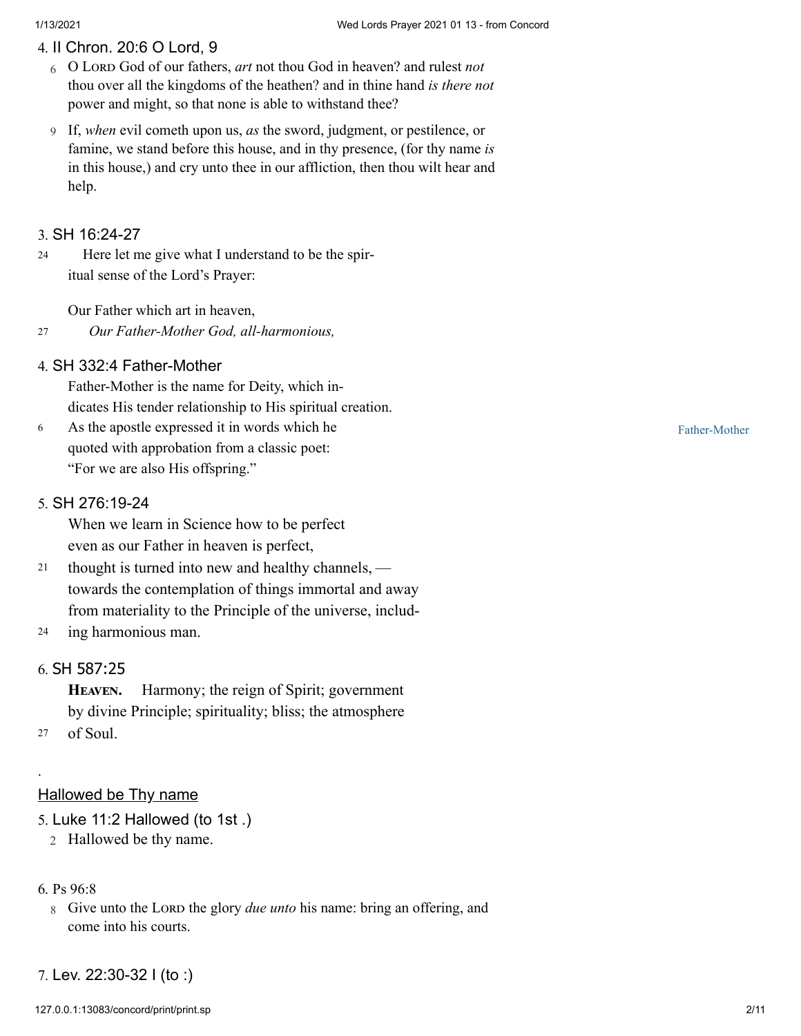4. II Chron. 20:6 O Lord, 9

6 O LORD God of our fathers, *art* not thou God in heaven? and rulest *not* thou over all the kingdoms of the heathen? and in thine hand *is there not* power and might, so that none is able to withstand thee?

9 If, *when* evil cometh upon us, *as* the sword, judgment, or pestilence, or famine, we stand before this house, and in thy presence, (for thy name *is* in this house,) and cry unto thee in our affliction, then thou wilt hear and help.

3. SH 16:24-27

24 Here let me give what I understand to be the spiritual sense of the Lord's Prayer:

Our Father which art in heaven,

27 *Our Father-Mother God, all-harmonious,*

4. SH 332:4 Father-Mother

Father-Mother is the name for Deity, which indicates His tender relationship to His spiritual creation.

6 As the apostle expressed it in words which he quoted with approbation from a classic poet: "For we are also His offspring."

Father-Mother

5. SH 276:19-24

When we learn in Science how to be perfect even as our Father in heaven is perfect,

21 thought is turned into new and healthy channels, — towards the contemplation of things immortal and away from materiality to the Principle of the universe, includ-

24 ing harmonious man.

6. SH 587:25

**HEAVEN.** Harmony; the reign of Spirit; government by divine Principle; spirituality; bliss; the atmosphere

27 of Soul.

.

Hallowed be Thy name

5. Luke 11:2 Hallowed (to 1st .)

2 Hallowed be thy name.

6. Ps 96:8

8 Give unto the LORD the glory *due unto* his name: bring an offering, and come into his courts.

7. Lev. 22:30-32 I (to :)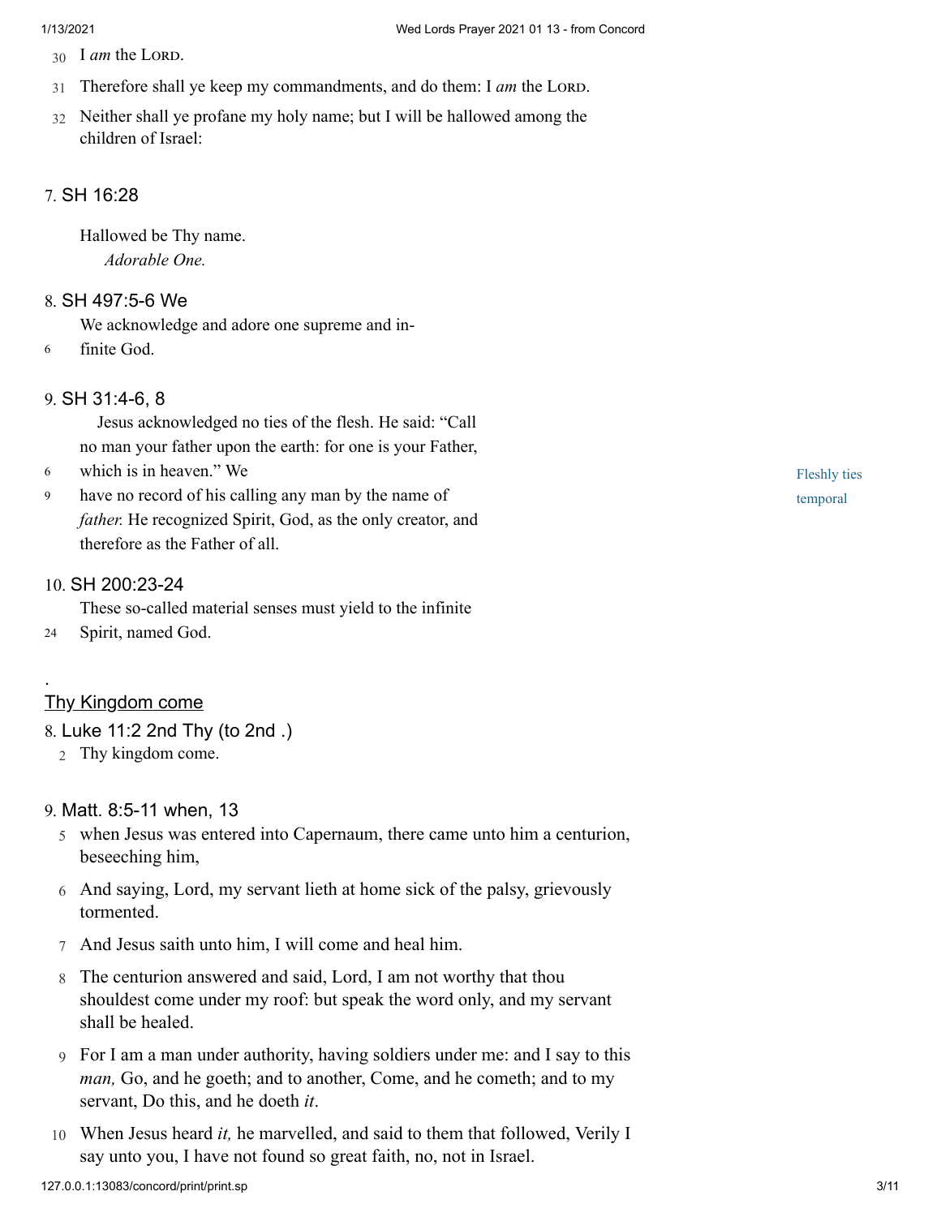30 I *am* the LORD.

31 Therefore shall ye keep my commandments, and do them: I *am* the LORD.

32 Neither shall ye profane my holy name; but I will be hallowed among the children of Israel:

7. SH 16:28

Hallowed be Thy name.
*Adorable One.*

8. SH 497:5-6 We

We acknowledge and adore one supreme and in-
6 finite God.

9. SH 31:4-6, 8

Jesus acknowledged no ties of the flesh. He said: "Call no man your father upon the earth: for one is your Father,
6 which is in heaven." We
9 have no record of his calling any man by the name of *father.* He recognized Spirit, God, as the only creator, and therefore as the Father of all.

Fleshly ties temporal

10. SH 200:23-24

These so-called material senses must yield to the infinite
24 Spirit, named God.

.

Thy Kingdom come

8. Luke 11:2 2nd Thy (to 2nd .)

2 Thy kingdom come.

9. Matt. 8:5-11 when, 13

5 when Jesus was entered into Capernaum, there came unto him a centurion, beseeching him,

6 And saying, Lord, my servant lieth at home sick of the palsy, grievously tormented.

7 And Jesus saith unto him, I will come and heal him.

8 The centurion answered and said, Lord, I am not worthy that thou shouldest come under my roof: but speak the word only, and my servant shall be healed.

9 For I am a man under authority, having soldiers under me: and I say to this *man,* Go, and he goeth; and to another, Come, and he cometh; and to my servant, Do this, and he doeth *it*.

10 When Jesus heard *it,* he marvelled, and said to them that followed, Verily I say unto you, I have not found so great faith, no, not in Israel.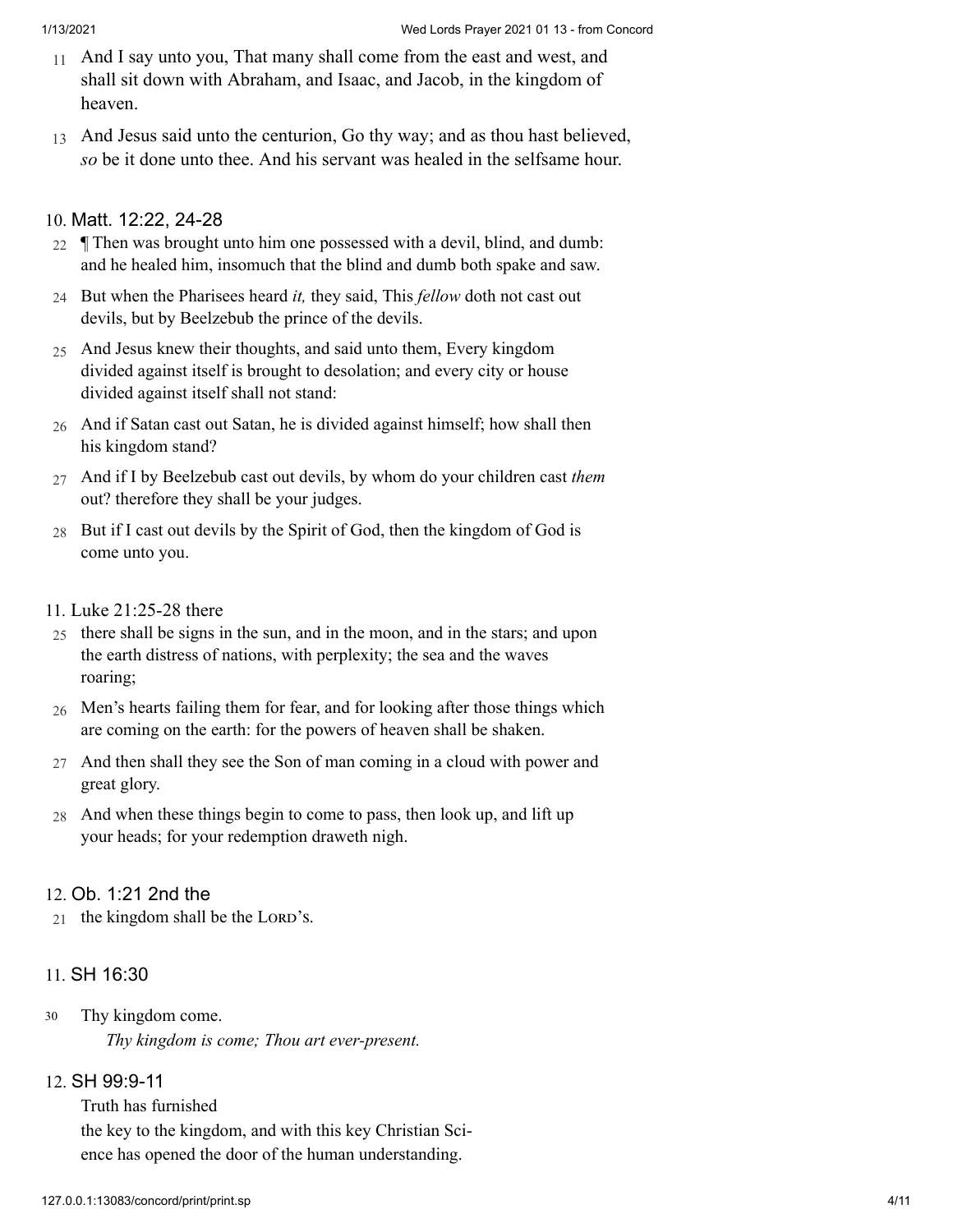11 And I say unto you, That many shall come from the east and west, and shall sit down with Abraham, and Isaac, and Jacob, in the kingdom of heaven.

13 And Jesus said unto the centurion, Go thy way; and as thou hast believed, *so* be it done unto thee. And his servant was healed in the selfsame hour.

10. Matt. 12:22, 24-28

22 ¶ Then was brought unto him one possessed with a devil, blind, and dumb: and he healed him, insomuch that the blind and dumb both spake and saw.

24 But when the Pharisees heard *it,* they said, This *fellow* doth not cast out devils, but by Beelzebub the prince of the devils.

25 And Jesus knew their thoughts, and said unto them, Every kingdom divided against itself is brought to desolation; and every city or house divided against itself shall not stand:

26 And if Satan cast out Satan, he is divided against himself; how shall then his kingdom stand?

27 And if I by Beelzebub cast out devils, by whom do your children cast *them* out? therefore they shall be your judges.

28 But if I cast out devils by the Spirit of God, then the kingdom of God is come unto you.

11. Luke 21:25-28 there

25 there shall be signs in the sun, and in the moon, and in the stars; and upon the earth distress of nations, with perplexity; the sea and the waves roaring;

26 Men's hearts failing them for fear, and for looking after those things which are coming on the earth: for the powers of heaven shall be shaken.

27 And then shall they see the Son of man coming in a cloud with power and great glory.

28 And when these things begin to come to pass, then look up, and lift up your heads; for your redemption draweth nigh.

12. Ob. 1:21 2nd the

21 the kingdom shall be the LORD's.

11. SH 16:30

30 Thy kingdom come.
*Thy kingdom is come; Thou art ever-present.*

12. SH 99:9-11

Truth has furnished
the key to the kingdom, and with this key Christian Sci-
ence has opened the door of the human understanding.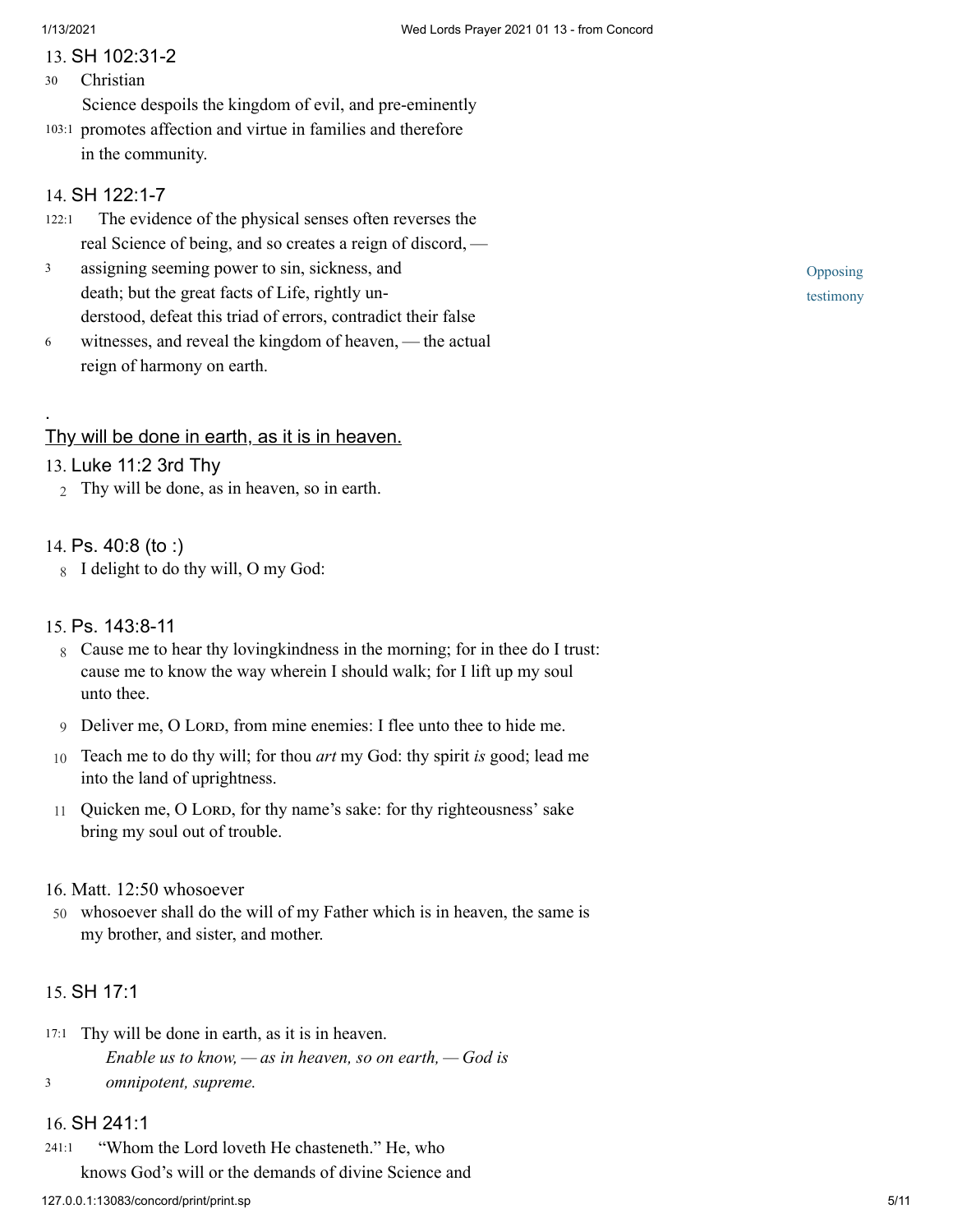13. SH 102:31-2

30 Christian
Science despoils the kingdom of evil, and pre-eminently
103:1 promotes affection and virtue in families and therefore
in the community.

14. SH 122:1-7

122:1 The evidence of the physical senses often reverses the
real Science of being, and so creates a reign of discord, —
3 assigning seeming power to sin, sickness, and
death; but the great facts of Life, rightly un-
derstood, defeat this triad of errors, contradict their false
6 witnesses, and reveal the kingdom of heaven, — the actual
reign of harmony on earth.

Opposing testimony

.

Thy will be done in earth, as it is in heaven.

13. Luke 11:2 3rd Thy

2 Thy will be done, as in heaven, so in earth.

14. Ps. 40:8 (to :)

8 I delight to do thy will, O my God:

15. Ps. 143:8-11

8 Cause me to hear thy lovingkindness in the morning; for in thee do I trust: cause me to know the way wherein I should walk; for I lift up my soul unto thee.

9 Deliver me, O LORD, from mine enemies: I flee unto thee to hide me.

10 Teach me to do thy will; for thou *art* my God: thy spirit *is* good; lead me into the land of uprightness.

11 Quicken me, O LORD, for thy name's sake: for thy righteousness' sake bring my soul out of trouble.

16. Matt. 12:50 whosoever

50 whosoever shall do the will of my Father which is in heaven, the same is my brother, and sister, and mother.

15. SH 17:1

17:1 Thy will be done in earth, as it is in heaven.
*Enable us to know, — as in heaven, so on earth, — God is*
3 *omnipotent, supreme.*

16. SH 241:1

241:1 "Whom the Lord loveth He chasteneth." He, who
knows God's will or the demands of divine Science and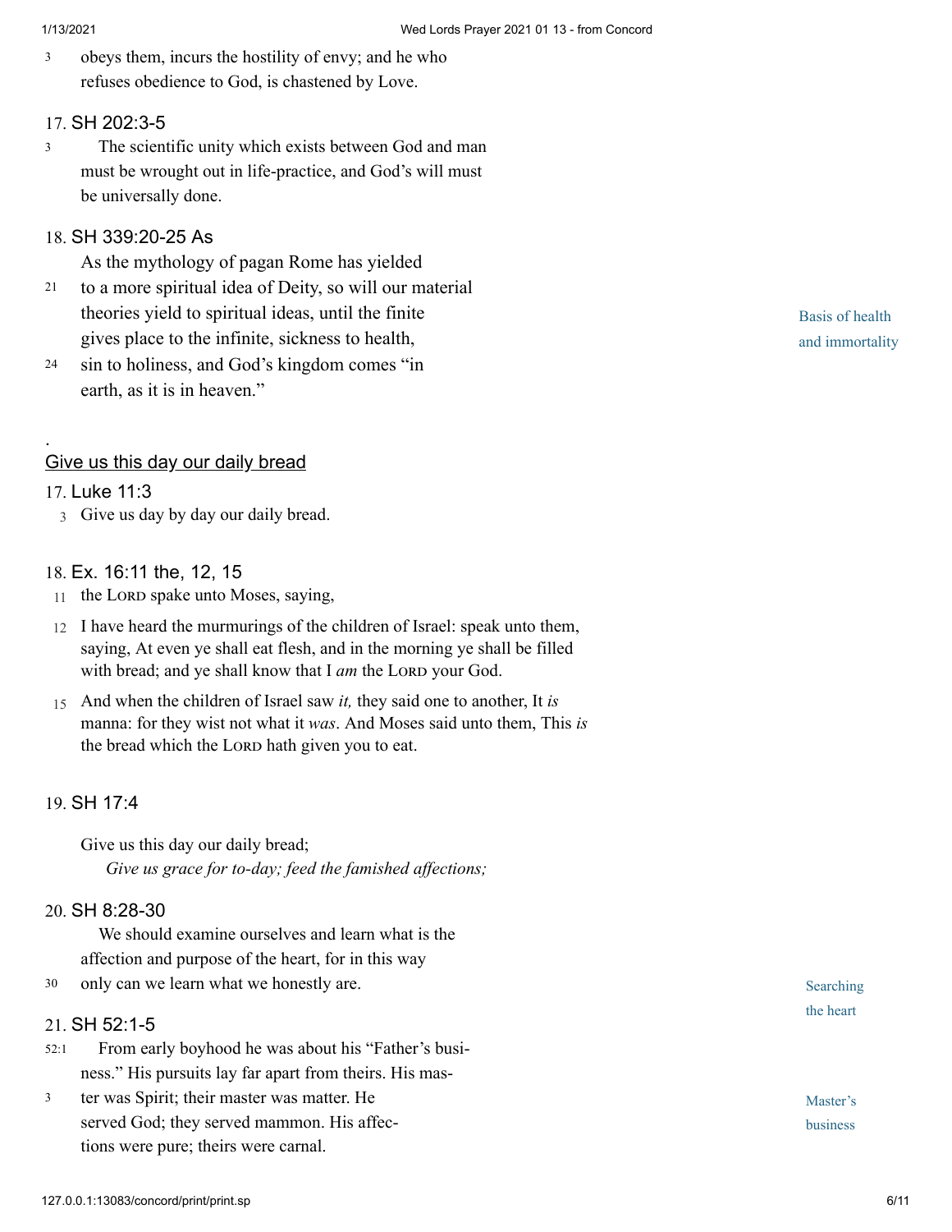3 obeys them, incurs the hostility of envy; and he who refuses obedience to God, is chastened by Love.

17. SH 202:3-5

3 The scientific unity which exists between God and man must be wrought out in life-practice, and God's will must be universally done.

18. SH 339:20-25 As

As the mythology of pagan Rome has yielded 21 to a more spiritual idea of Deity, so will our material theories yield to spiritual ideas, until the finite gives place to the infinite, sickness to health, 24 sin to holiness, and God's kingdom comes "in earth, as it is in heaven."

Basis of health and immortality

.

Give us this day our daily bread

17. Luke 11:3

3 Give us day by day our daily bread.

18. Ex. 16:11 the, 12, 15

11 the LORD spake unto Moses, saying,

12 I have heard the murmurings of the children of Israel: speak unto them, saying, At even ye shall eat flesh, and in the morning ye shall be filled with bread; and ye shall know that I *am* the LORD your God.

15 And when the children of Israel saw *it,* they said one to another, It *is* manna: for they wist not what it *was*. And Moses said unto them, This *is* the bread which the LORD hath given you to eat.

19. SH 17:4

Give us this day our daily bread;
*Give us grace for to-day; feed the famished affections;*

20. SH 8:28-30

We should examine ourselves and learn what is the affection and purpose of the heart, for in this way 30 only can we learn what we honestly are.

Searching the heart

21. SH 52:1-5

52:1 From early boyhood he was about his "Father's business." His pursuits lay far apart from theirs. His mas- 3 ter was Spirit; their master was matter. He served God; they served mammon. His affections were pure; theirs were carnal.

Master's business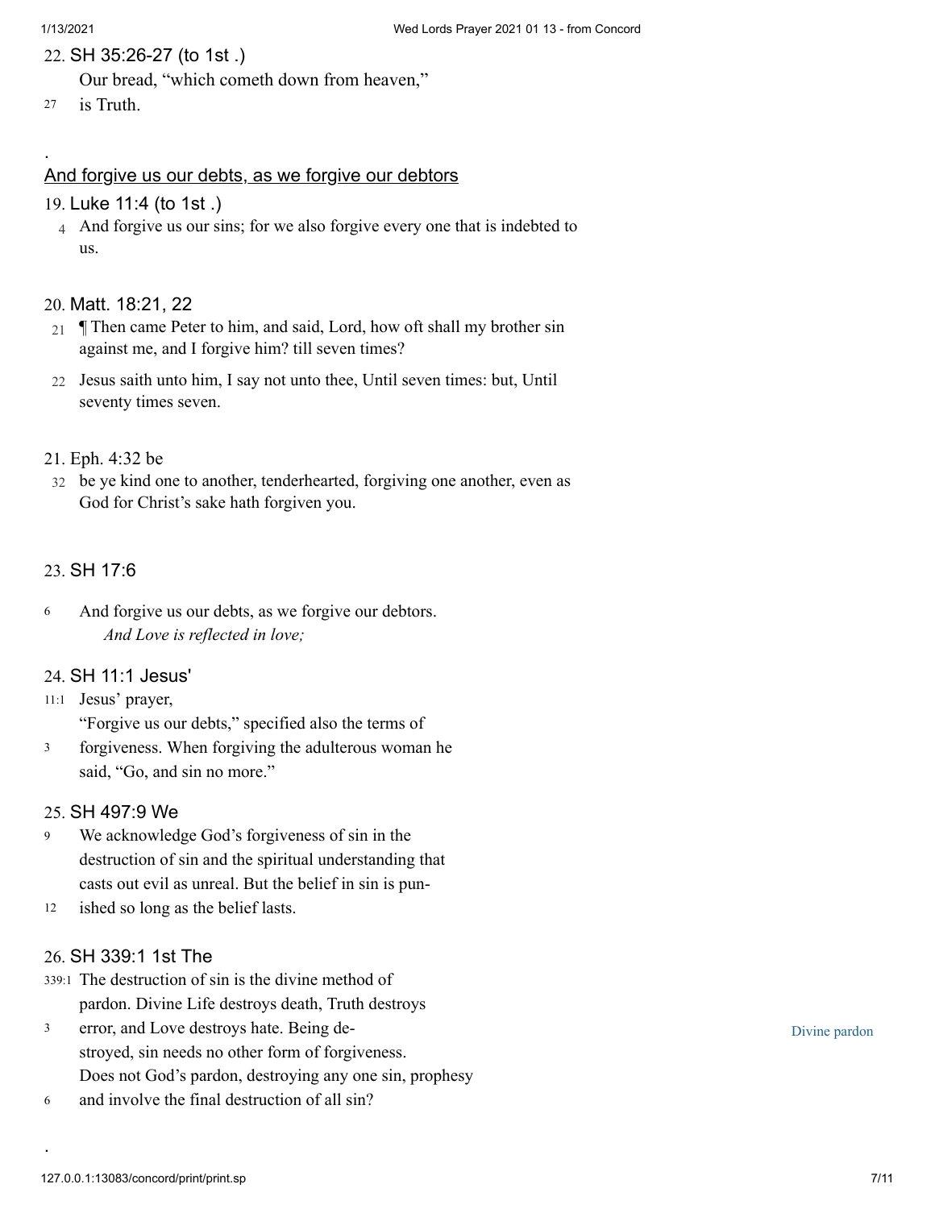22. SH 35:26-27 (to 1st .)

Our bread, "which cometh down from heaven,"

27 is Truth.

.

## And forgive us our debts, as we forgive our debtors

19. Luke 11:4 (to 1st .)

4 And forgive us our sins; for we also forgive every one that is indebted to us.

20. Matt. 18:21, 22

21 ¶ Then came Peter to him, and said, Lord, how oft shall my brother sin against me, and I forgive him? till seven times?

22 Jesus saith unto him, I say not unto thee, Until seven times: but, Until seventy times seven.

21. Eph. 4:32 be

32 be ye kind one to another, tenderhearted, forgiving one another, even as God for Christ's sake hath forgiven you.

23. SH 17:6

6 And forgive us our debts, as we forgive our debtors.
*And Love is reflected in love;*

24. SH 11:1 Jesus'

11:1 Jesus' prayer,
"Forgive us our debts," specified also the terms of
3 forgiveness. When forgiving the adulterous woman he
said, "Go, and sin no more."

25. SH 497:9 We

9 We acknowledge God's forgiveness of sin in the
destruction of sin and the spiritual understanding that
casts out evil as unreal. But the belief in sin is pun-
12 ished so long as the belief lasts.

26. SH 339:1 1st The

339:1 The destruction of sin is the divine method of
pardon. Divine Life destroys death, Truth destroys
3 error, and Love destroys hate. Being de-
stroyed, sin needs no other form of forgiveness.
Does not God's pardon, destroying any one sin, prophesy
6 and involve the final destruction of all sin?

Divine pardon

.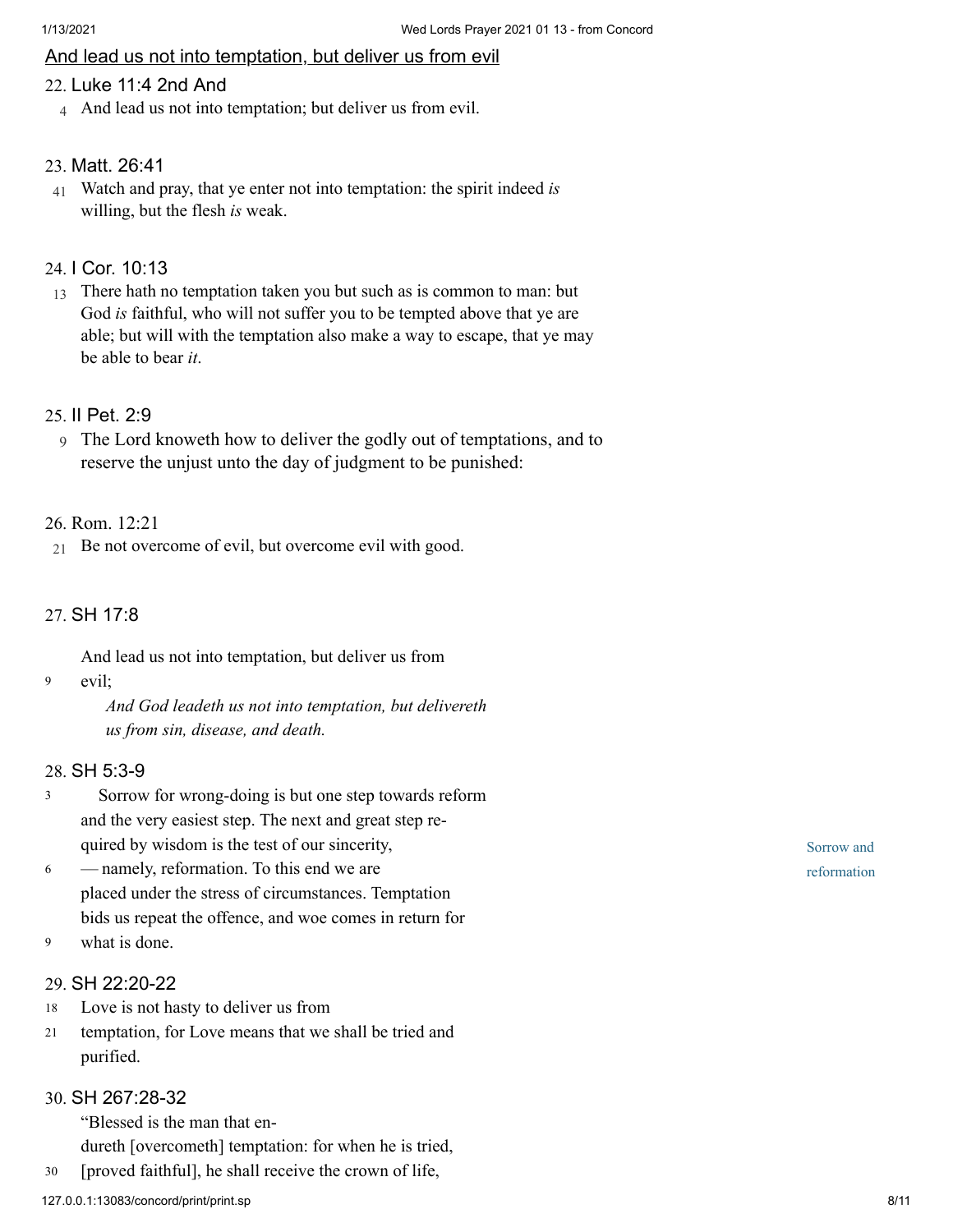<u>And lead us not into temptation, but deliver us from evil</u>

22. Luke 11:4 2nd And

4 And lead us not into temptation; but deliver us from evil.

23. Matt. 26:41

41 Watch and pray, that ye enter not into temptation: the spirit indeed *is* willing, but the flesh *is* weak.

24. I Cor. 10:13

13 There hath no temptation taken you but such as is common to man: but God *is* faithful, who will not suffer you to be tempted above that ye are able; but will with the temptation also make a way to escape, that ye may be able to bear *it*.

25. II Pet. 2:9

9 The Lord knoweth how to deliver the godly out of temptations, and to reserve the unjust unto the day of judgment to be punished:

26. Rom. 12:21

21 Be not overcome of evil, but overcome evil with good.

27. SH 17:8

And lead us not into temptation, but deliver us from
9 evil;

*And God leadeth us not into temptation, but delivereth us from sin, disease, and death.*

28. SH 5:3-9

3 Sorrow for wrong-doing is but one step towards reform and the very easiest step. The next and great step required by wisdom is the test of our sincerity,
6 — namely, reformation. To this end we are placed under the stress of circumstances. Temptation bids us repeat the offence, and woe comes in return for
9 what is done.

Sorrow and reformation

29. SH 22:20-22

18 Love is not hasty to deliver us from
21 temptation, for Love means that we shall be tried and purified.

30. SH 267:28-32

"Blessed is the man that endureth [overcometh] temptation: for when he is tried,
30 [proved faithful], he shall receive the crown of life,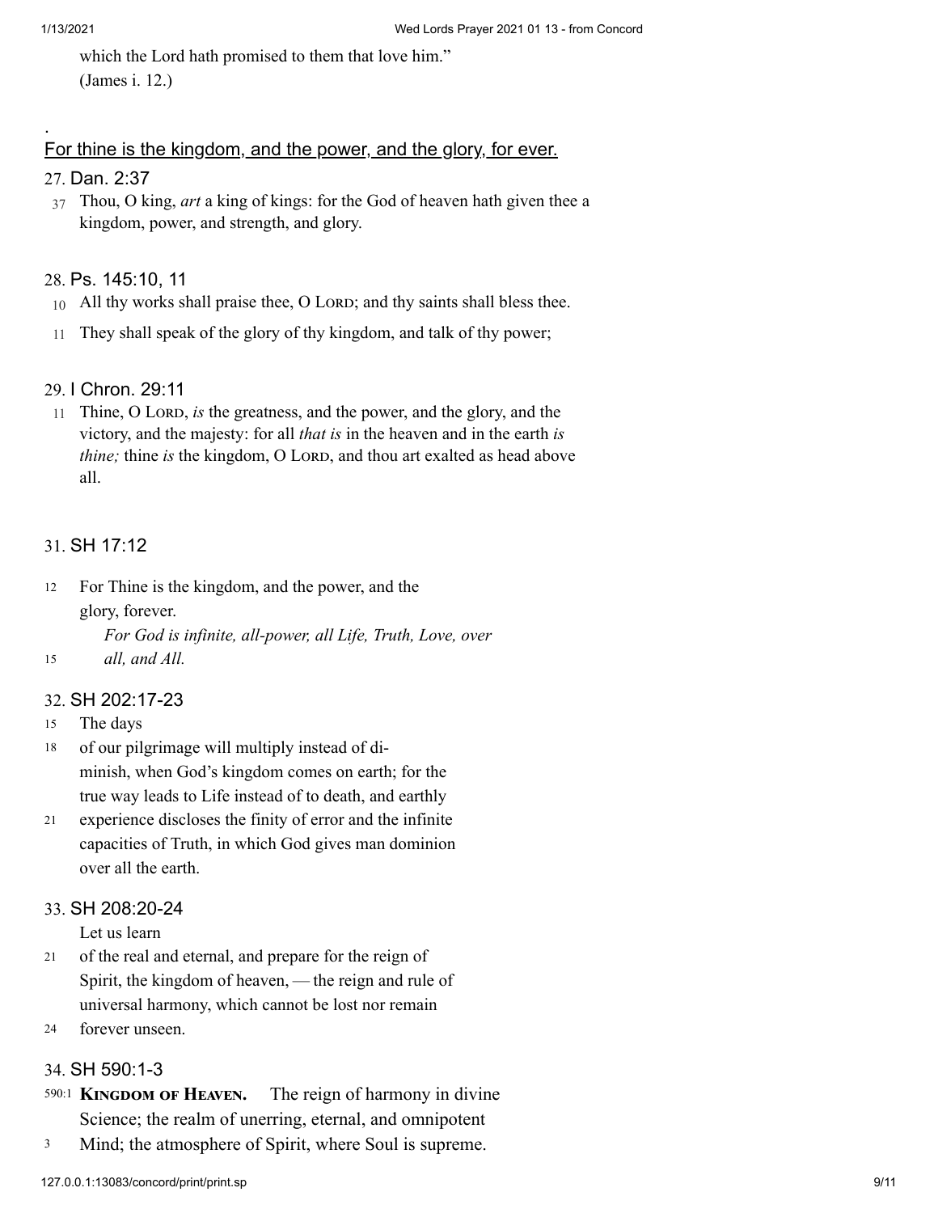which the Lord hath promised to them that love him."
(James i. 12.)

.

For thine is the kingdom, and the power, and the glory, for ever.

27. Dan. 2:37

37 Thou, O king, *art* a king of kings: for the God of heaven hath given thee a kingdom, power, and strength, and glory.

28. Ps. 145:10, 11

10 All thy works shall praise thee, O LORD; and thy saints shall bless thee.

11 They shall speak of the glory of thy kingdom, and talk of thy power;

29. I Chron. 29:11

11 Thine, O LORD, *is* the greatness, and the power, and the glory, and the victory, and the majesty: for all *that is* in the heaven and in the earth *is thine;* thine *is* the kingdom, O LORD, and thou art exalted as head above all.

31. SH 17:12

12 For Thine is the kingdom, and the power, and the glory, forever.
*For God is infinite, all-power, all Life, Truth, Love, over*
15 *all, and All.*

32. SH 202:17-23

15 The days
18 of our pilgrimage will multiply instead of diminish, when God's kingdom comes on earth; for the true way leads to Life instead of to death, and earthly
21 experience discloses the finity of error and the infinite capacities of Truth, in which God gives man dominion over all the earth.

33. SH 208:20-24

Let us learn
21 of the real and eternal, and prepare for the reign of Spirit, the kingdom of heaven, — the reign and rule of universal harmony, which cannot be lost nor remain
24 forever unseen.

34. SH 590:1-3

590:1 **KINGDOM OF HEAVEN.** The reign of harmony in divine Science; the realm of unerring, eternal, and omnipotent
3 Mind; the atmosphere of Spirit, where Soul is supreme.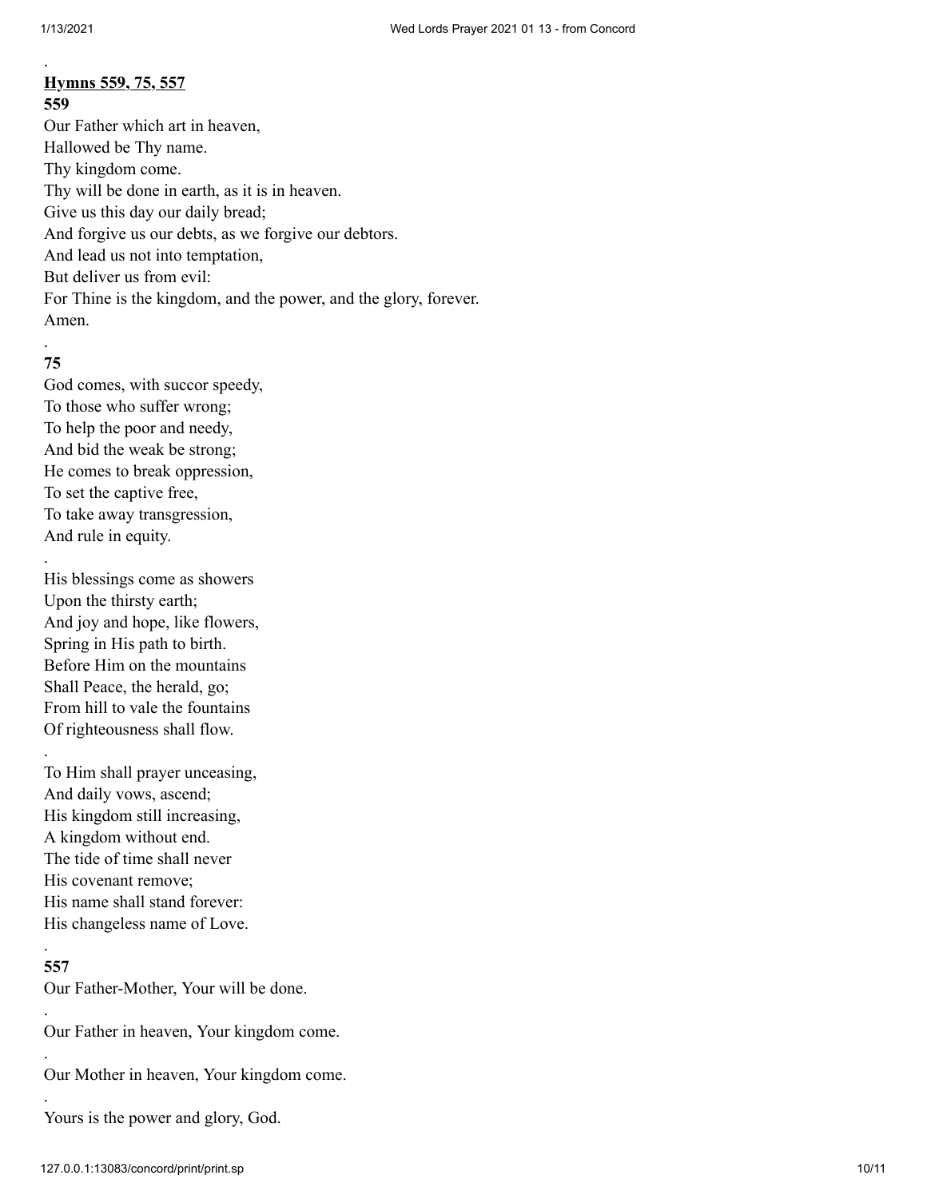.

**Hymns 559, 75, 557**

**559**

Our Father which art in heaven,
Hallowed be Thy name.
Thy kingdom come.
Thy will be done in earth, as it is in heaven.
Give us this day our daily bread;
And forgive us our debts, as we forgive our debtors.
And lead us not into temptation,
But deliver us from evil:
For Thine is the kingdom, and the power, and the glory, forever.
Amen.

.

**75**

God comes, with succor speedy,
To those who suffer wrong;
To help the poor and needy,
And bid the weak be strong;
He comes to break oppression,
To set the captive free,
To take away transgression,
And rule in equity.

.

His blessings come as showers
Upon the thirsty earth;
And joy and hope, like flowers,
Spring in His path to birth.
Before Him on the mountains
Shall Peace, the herald, go;
From hill to vale the fountains
Of righteousness shall flow.

.

To Him shall prayer unceasing,
And daily vows, ascend;
His kingdom still increasing,
A kingdom without end.
The tide of time shall never
His covenant remove;
His name shall stand forever:
His changeless name of Love.

.

**557**

Our Father-Mother, Your will be done.

.

Our Father in heaven, Your kingdom come.

.

Our Mother in heaven, Your kingdom come.

.

Yours is the power and glory, God.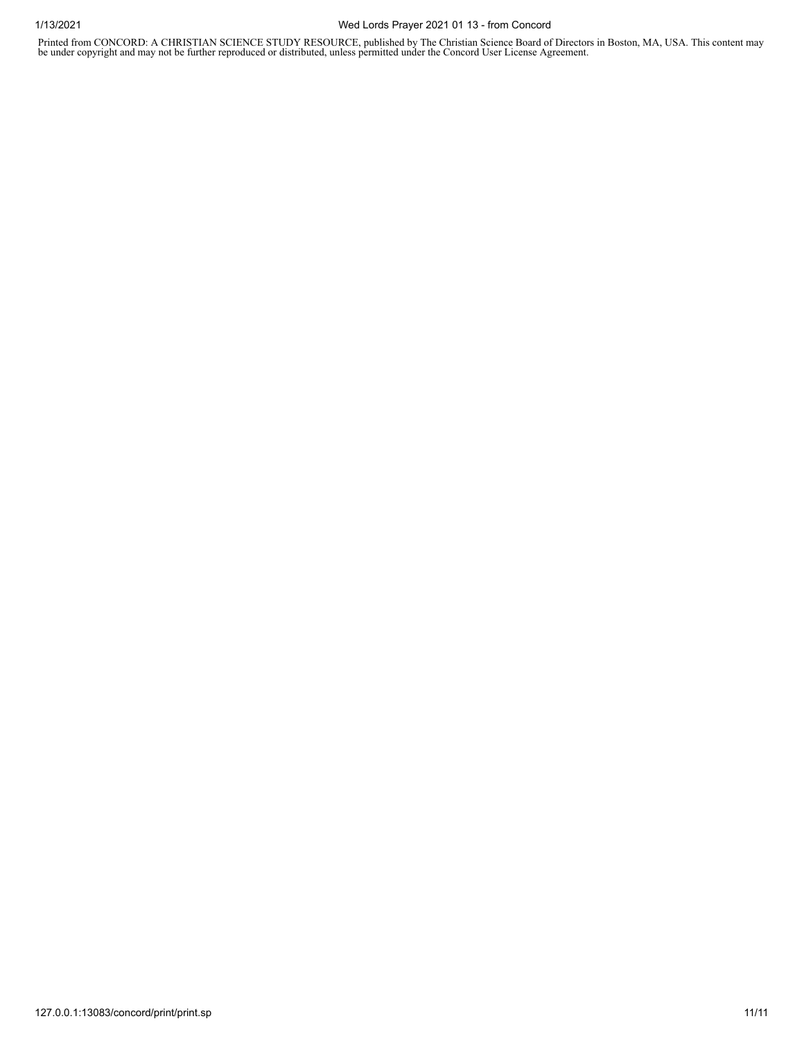Printed from CONCORD: A CHRISTIAN SCIENCE STUDY RESOURCE, published by The Christian Science Board of Directors in Boston, MA, USA. This content may be under copyright and may not be further reproduced or distributed, unless permitted under the Concord User License Agreement.